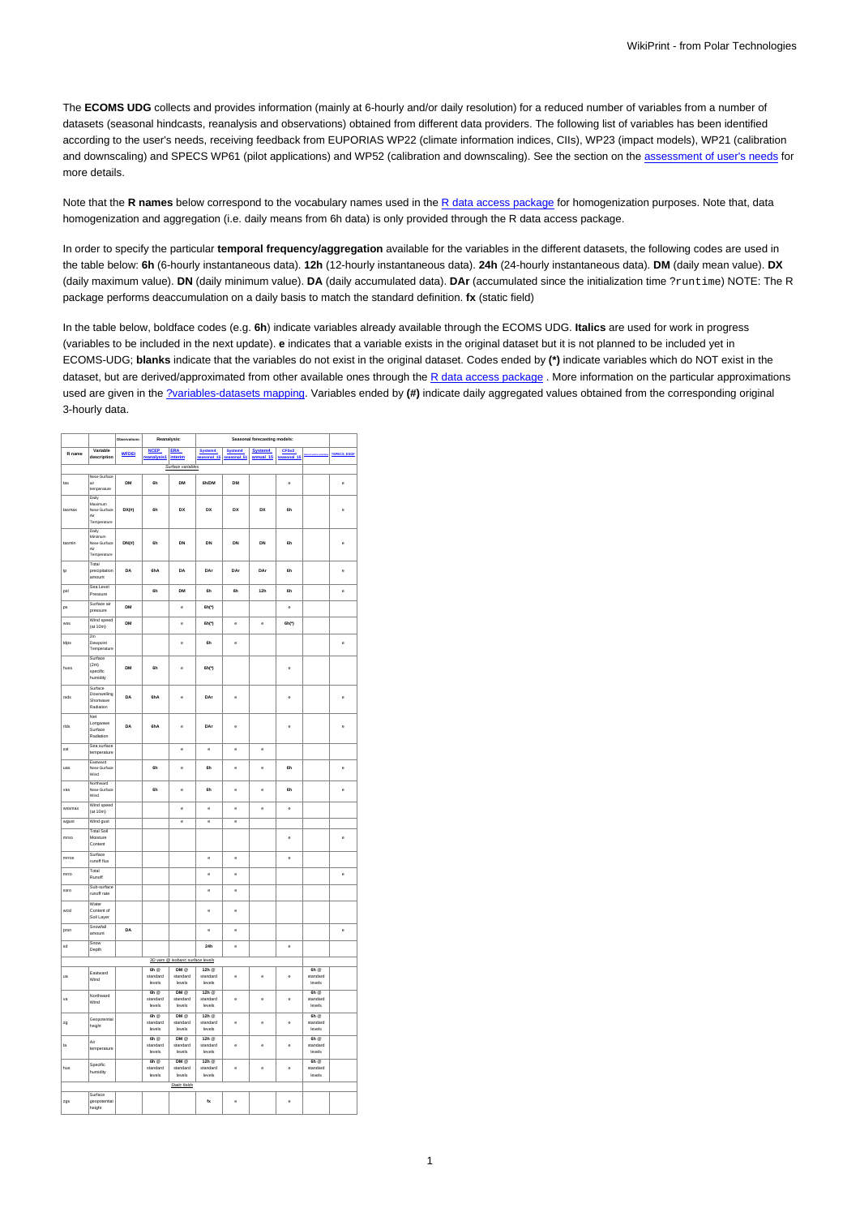The **ECOMS UDG** collects and provides information (mainly at 6-hourly and/or daily resolution) for a reduced number of variables from a number of datasets (seasonal hindcasts, reanalysis and observations) obtained from different data providers. The following list of variables has been identified according to the user's needs, receiving feedback from EUPORIAS WP22 (climate information indices, CIIs), WP23 (impact models), WP21 (calibration and downscaling) and SPECS WP61 (pilot applications) and WP52 (calibration and downscaling). See the section on the assessment of user's needs for more details.

Note that the **R names** below correspond to the vocabulary names used in the R data access package for homogenization purposes. Note that, data homogenization and aggregation (i.e. daily means from 6h data) is only provided through the R data access package.

In order to specify the particular **temporal frequency/aggregation** available for the variables in the different datasets, the following codes are used in the table below: **6h** (6-hourly instantaneous data). **12h** (12-hourly instantaneous data). **24h** (24-hourly instantaneous data). **DM** (daily mean value). **DX** (daily maximum value). **DN** (daily minimum value). **DA** (daily accumulated data). **DAr** (accumulated since the initialization time ?runtime) NOTE: The R package performs deaccumulation on a daily basis to match the standard definition. **fx** (static field)

In the table below, boldface codes (e.g. **6h**) indicate variables already available through the ECOMS UDG. **Italics** are used for work in progress (variables to be included in the next update). **e** indicates that a variable exists in the original dataset but it is not planned to be included yet in ECOMS-UDG; **blanks** indicate that the variables do not exist in the original dataset. Codes ended by **(*)** indicate variables which do NOT exist in the dataset, but are derived/approximated from other available ones through the R data access package . More information on the particular approximations used are given in the ?variables-datasets mapping. Variables ended by **(#)** indicate daily aggregated values obtained from the corresponding original 3-hourly data.

| | | Observations: | Reanalysis: | | Seasonal forecasting models: | | | | | |
|---|---|---|---|---|---|---|---|---|---|---|
| R name | Variable description | WFDEI | NCEP reanalysis1 | ERA Interim | System4 seasonal_15 | System4 seasonal_51 | System4 annual_15 | CFSv2 seasonal_15 | | |
| | | | | *Surface variables* | | | | | | |
| tas | Near-Surface air temperature | DM | 6h | DM | 6h/DM | DM | | e | | e |
| tasmax | Daily Maximum Near-Surface Air Temperature | DX(#) | 6h | DX | DX | DX | DX | 6h | | e |
| tasmin | Daily Minimum Near-Surface Air Temperature | DN(#) | 6h | DN | DN | DN | DN | 6h | | e |
| tp | Total precipitation amount | DA | 6hA | DA | DAr | DAr | DAr | 6h | | e |
| psl | Sea Level Pressure | | 6h | DM | 6h | 6h | 12h | 6h | | e |
| ps | Surface air pressure | DM | | e | 6h(*) | | | e | | |
| wss | Wind speed (at 10m) | DM | | e | 6h(*) | e | e | 6h(*) | | |
| tdps | 2m Dewpoint Temperature | | | e | 6h | e | | | | e |
| huss | Surface (2m) specific humidity | DM | 6h | e | 6h(*) | | | e | | |
| rsds | Surface Downwelling Shortwave Radiation | DA | 6hA | e | DAr | e | | e | | e |
| rlds | Net Longwave Surface Radiation | DA | 6hA | e | DAr | e | | e | | e |
| sst | Sea surface temperature | | | e | e | e | e | | | |
| uas | Eastward Near-Surface wind | | 6h | e | 6h | e | e | 6h | | e |
| vas | Northward Near-Surface wind | | 6h | e | 6h | e | e | 6h | | e |
| wssmax | Wind speed max (at 10m) | | | e | e | e | e | e | | |
| wsgust | Wind gust | | | e | e | e | | | | |
| mrso | Total Soil Moisture Content | | | | | | | e | | e |
| mrros | Surface runoff flux | | | | e | e | | e | | |
| mrro | Total Runoff | | | | e | e | | | | e |
| ssro | Sub-surface runoff rate | | | | e | e | | | | |
| wcsl | Water Content of Soil Layer | | | | e | e | | | | |
| prsn | Snowfall amount | DA | | | e | e | | | | e |
| sd | Snow Depth | | | | 24h | e | | e | | |
| | | | | *3D vars @ isobaric surface levels* | | | | | | |
| ua | Eastward Wind | | 6h @ standard levels | DM @ standard levels | 12h @ standard levels | e | e | e | 6h @ standard levels | |
| va | Northward Wind | | 6h @ standard levels | DM @ standard levels | 12h @ standard levels | e | e | e | 6h @ standard levels | |
| zg | Geopotential height | | 6h @ standard levels | DM @ standard levels | 12h @ standard levels | e | e | e | 6h @ standard levels | |
| ta | Air temperature | | 6h @ standard levels | DM @ standard levels | 12h @ standard levels | e | e | e | 6h @ standard levels | |
| hus | Specific humidity | | 6h @ standard levels | DM @ standard levels | 12h @ standard levels | e | e | e | 6h @ standard levels | |
| | | | | *Static fields* | | | | | | |
| zgs | Surface geopotential height | | | | fx | e | | e | | |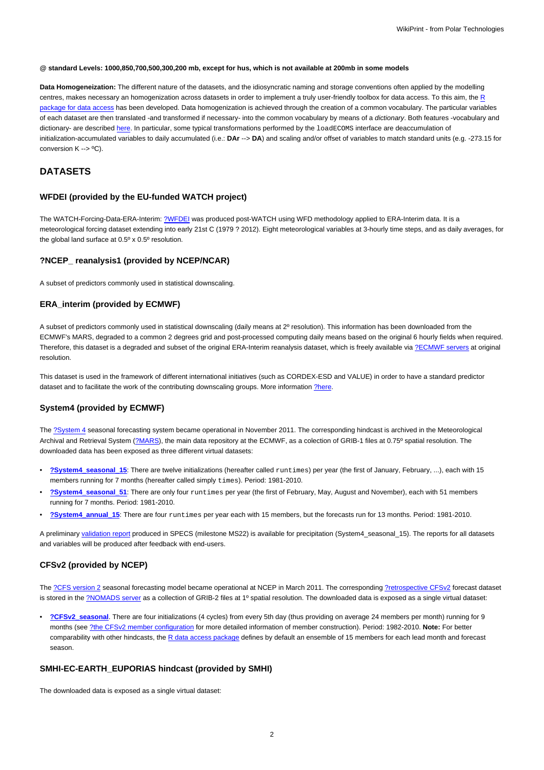**@ standard Levels: 1000,850,700,500,300,200 mb, except for hus, which is not available at 200mb in some models**

**Data Homogeneization:** The different nature of the datasets, and the idiosyncratic naming and storage conventions often applied by the modelling centres, makes necessary an homogenization across datasets in order to implement a truly user-friendly toolbox for data access. To this aim, the R package for data access has been developed. Data homogenization is achieved through the creation of a common vocabulary. The particular variables of each dataset are then translated -and transformed if necessary- into the common vocabulary by means of a *dictionary*. Both features -vocabulary and dictionary- are described here. In particular, some typical transformations performed by the `loadECOMS` interface are deaccumulation of initialization-accumulated variables to daily accumulated (i.e.: **DAr** --> **DA**) and scaling and/or offset of variables to match standard units (e.g. -273.15 for conversion K --> ºC).

## DATASETS

### WFDEI (provided by the EU-funded WATCH project)

The WATCH-Forcing-Data-ERA-Interim: ?WFDEI was produced post-WATCH using WFD methodology applied to ERA-Interim data. It is a meteorological forcing dataset extending into early 21st C (1979 ? 2012). Eight meteorological variables at 3-hourly time steps, and as daily averages, for the global land surface at 0.5º x 0.5º resolution.

### ?NCEP_ reanalysis1 (provided by NCEP/NCAR)

A subset of predictors commonly used in statistical downscaling.

### ERA_interim (provided by ECMWF)

A subset of predictors commonly used in statistical downscaling (daily means at 2º resolution). This information has been downloaded from the ECMWF's MARS, degraded to a common 2 degrees grid and post-processed computing daily means based on the original 6 hourly fields when required. Therefore, this dataset is a degraded and subset of the original ERA-Interim reanalysis dataset, which is freely available via ?ECMWF servers at original resolution.

This dataset is used in the framework of different international initiatives (such as CORDEX-ESD and VALUE) in order to have a standard predictor dataset and to facilitate the work of the contributing downscaling groups. More information ?here.

### System4 (provided by ECMWF)

The ?System 4 seasonal forecasting system became operational in November 2011. The corresponding hindcast is archived in the Meteorological Archival and Retrieval System (?MARS), the main data repository at the ECMWF, as a colection of GRIB-1 files at 0.75º spatial resolution. The downloaded data has been exposed as three different virtual datasets:

- **?System4_seasonal_15**: There are twelve initializations (hereafter called `runtimes`) per year (the first of January, February, ...), each with 15 members running for 7 months (hereafter called simply `times`). Period: 1981-2010.
- **?System4_seasonal_51**: There are only four `runtimes` per year (the first of February, May, August and November), each with 51 members running for 7 months. Period: 1981-2010.
- **?System4_annual_15**: There are four `runtimes` per year each with 15 members, but the forecasts run for 13 months. Period: 1981-2010.

A preliminary validation report produced in SPECS (milestone MS22) is available for precipitation (System4_seasonal_15). The reports for all datasets and variables will be produced after feedback with end-users.

### CFSv2 (provided by NCEP)

The ?CFS version 2 seasonal forecasting model became operational at NCEP in March 2011. The corresponding ?retrospective CFSv2 forecast dataset is stored in the ?NOMADS server as a collection of GRIB-2 files at 1º spatial resolution. The downloaded data is exposed as a single virtual dataset:

- **?CFSv2_seasonal**. There are four initializations (4 cycles) from every 5th day (thus providing on average 24 members per month) running for 9 months (see ?the CFSv2 member configuration for more detailed information of member construction). Period: 1982-2010. **Note:** For better comparability with other hindcasts, the R data access package defines by default an ensemble of 15 members for each lead month and forecast season.

### SMHI-EC-EARTH_EUPORIAS hindcast (provided by SMHI)

The downloaded data is exposed as a single virtual dataset: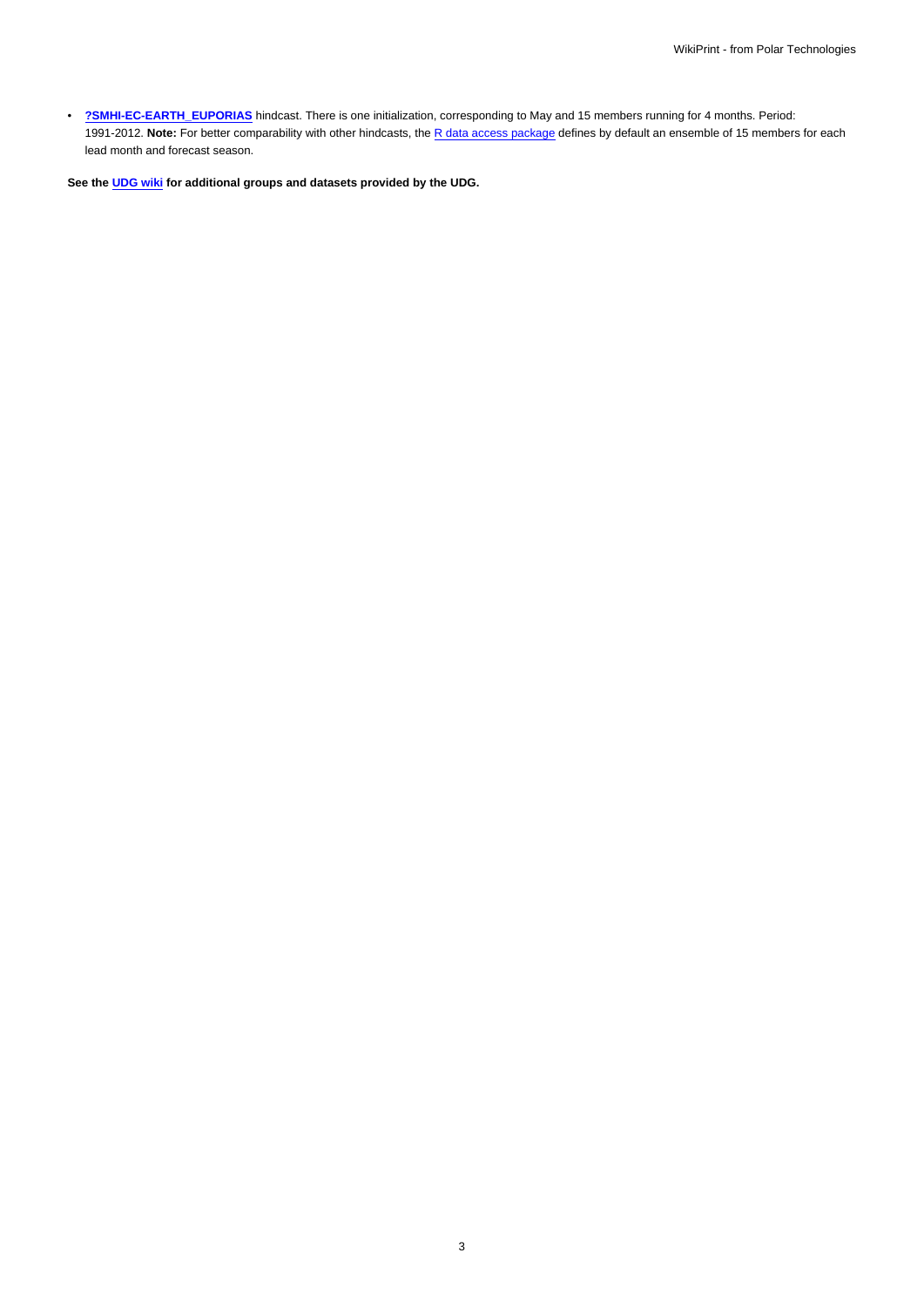- **?SMHI-EC-EARTH_EUPORIAS** hindcast. There is one initialization, corresponding to May and 15 members running for 4 months. Period: 1991-2012. **Note:** For better comparability with other hindcasts, the R data access package defines by default an ensemble of 15 members for each lead month and forecast season.

**See the UDG wiki for additional groups and datasets provided by the UDG.**